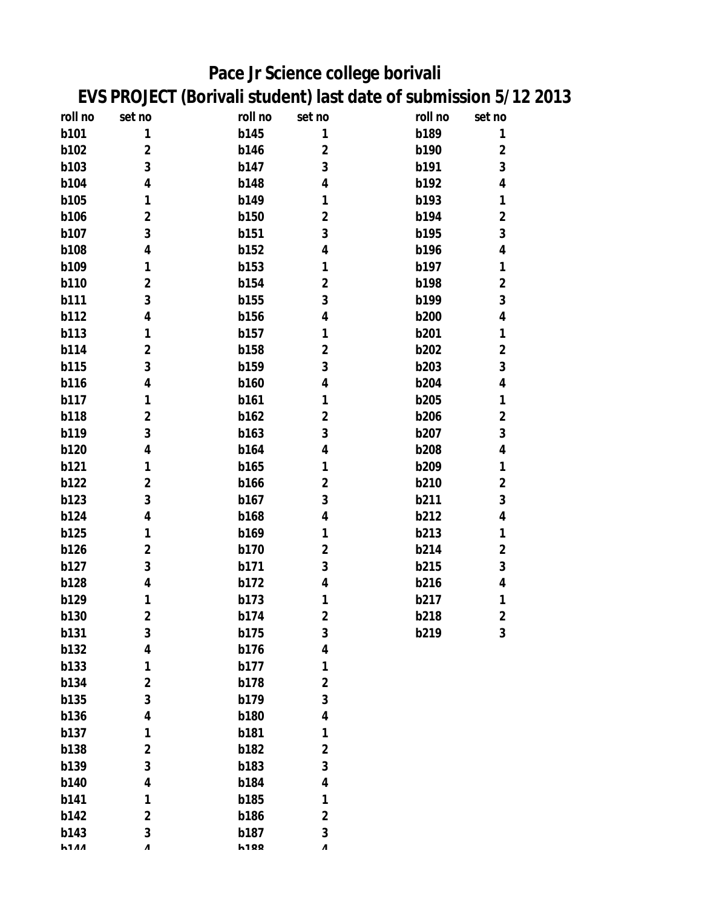# Pace Jr Science college borivali

## EVS PROJECT (Borivali student) last date of submission 5/12 2013

| roll no | set no | roll no | set no | roll no | set no |
|---|---|---|---|---|---|
| b101 | 1 | b145 | 1 | b189 | 1 |
| b102 | 2 | b146 | 2 | b190 | 2 |
| b103 | 3 | b147 | 3 | b191 | 3 |
| b104 | 4 | b148 | 4 | b192 | 4 |
| b105 | 1 | b149 | 1 | b193 | 1 |
| b106 | 2 | b150 | 2 | b194 | 2 |
| b107 | 3 | b151 | 3 | b195 | 3 |
| b108 | 4 | b152 | 4 | b196 | 4 |
| b109 | 1 | b153 | 1 | b197 | 1 |
| b110 | 2 | b154 | 2 | b198 | 2 |
| b111 | 3 | b155 | 3 | b199 | 3 |
| b112 | 4 | b156 | 4 | b200 | 4 |
| b113 | 1 | b157 | 1 | b201 | 1 |
| b114 | 2 | b158 | 2 | b202 | 2 |
| b115 | 3 | b159 | 3 | b203 | 3 |
| b116 | 4 | b160 | 4 | b204 | 4 |
| b117 | 1 | b161 | 1 | b205 | 1 |
| b118 | 2 | b162 | 2 | b206 | 2 |
| b119 | 3 | b163 | 3 | b207 | 3 |
| b120 | 4 | b164 | 4 | b208 | 4 |
| b121 | 1 | b165 | 1 | b209 | 1 |
| b122 | 2 | b166 | 2 | b210 | 2 |
| b123 | 3 | b167 | 3 | b211 | 3 |
| b124 | 4 | b168 | 4 | b212 | 4 |
| b125 | 1 | b169 | 1 | b213 | 1 |
| b126 | 2 | b170 | 2 | b214 | 2 |
| b127 | 3 | b171 | 3 | b215 | 3 |
| b128 | 4 | b172 | 4 | b216 | 4 |
| b129 | 1 | b173 | 1 | b217 | 1 |
| b130 | 2 | b174 | 2 | b218 | 2 |
| b131 | 3 | b175 | 3 | b219 | 3 |
| b132 | 4 | b176 | 4 | | |
| b133 | 1 | b177 | 1 | | |
| b134 | 2 | b178 | 2 | | |
| b135 | 3 | b179 | 3 | | |
| b136 | 4 | b180 | 4 | | |
| b137 | 1 | b181 | 1 | | |
| b138 | 2 | b182 | 2 | | |
| b139 | 3 | b183 | 3 | | |
| b140 | 4 | b184 | 4 | | |
| b141 | 1 | b185 | 1 | | |
| b142 | 2 | b186 | 2 | | |
| b143 | 3 | b187 | 3 | | |
| b144 | 4 | b188 | 4 | | |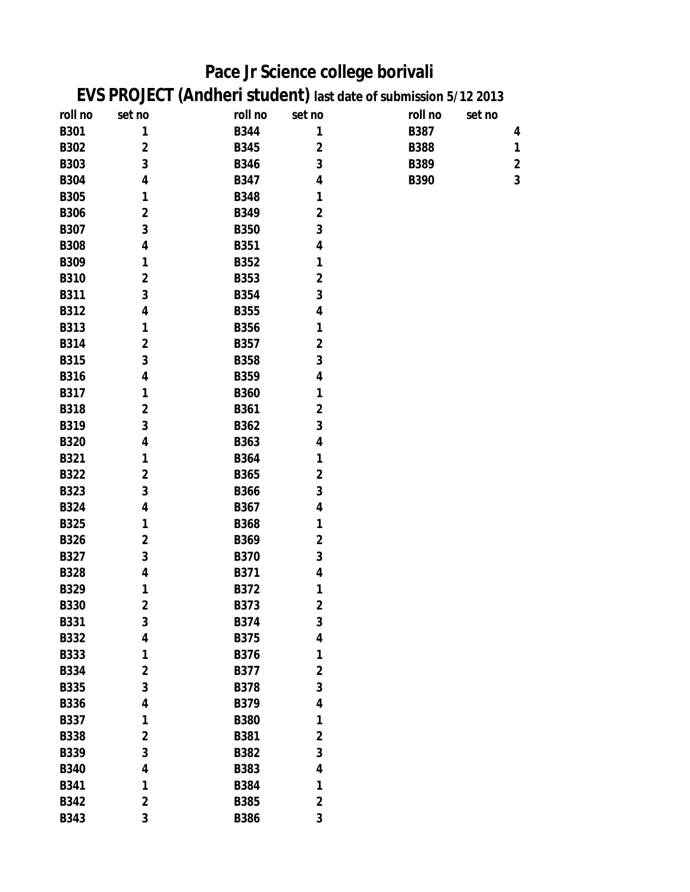# Pace Jr Science college borivali

## EVS PROJECT (Andheri student) last date of submission 5/12 2013

| roll no | set no | roll no | set no | roll no | set no |
|---|---|---|---|---|---|
| B301 | 1 | B344 | 1 | B387 | 4 |
| B302 | 2 | B345 | 2 | B388 | 1 |
| B303 | 3 | B346 | 3 | B389 | 2 |
| B304 | 4 | B347 | 4 | B390 | 3 |
| B305 | 1 | B348 | 1 | | |
| B306 | 2 | B349 | 2 | | |
| B307 | 3 | B350 | 3 | | |
| B308 | 4 | B351 | 4 | | |
| B309 | 1 | B352 | 1 | | |
| B310 | 2 | B353 | 2 | | |
| B311 | 3 | B354 | 3 | | |
| B312 | 4 | B355 | 4 | | |
| B313 | 1 | B356 | 1 | | |
| B314 | 2 | B357 | 2 | | |
| B315 | 3 | B358 | 3 | | |
| B316 | 4 | B359 | 4 | | |
| B317 | 1 | B360 | 1 | | |
| B318 | 2 | B361 | 2 | | |
| B319 | 3 | B362 | 3 | | |
| B320 | 4 | B363 | 4 | | |
| B321 | 1 | B364 | 1 | | |
| B322 | 2 | B365 | 2 | | |
| B323 | 3 | B366 | 3 | | |
| B324 | 4 | B367 | 4 | | |
| B325 | 1 | B368 | 1 | | |
| B326 | 2 | B369 | 2 | | |
| B327 | 3 | B370 | 3 | | |
| B328 | 4 | B371 | 4 | | |
| B329 | 1 | B372 | 1 | | |
| B330 | 2 | B373 | 2 | | |
| B331 | 3 | B374 | 3 | | |
| B332 | 4 | B375 | 4 | | |
| B333 | 1 | B376 | 1 | | |
| B334 | 2 | B377 | 2 | | |
| B335 | 3 | B378 | 3 | | |
| B336 | 4 | B379 | 4 | | |
| B337 | 1 | B380 | 1 | | |
| B338 | 2 | B381 | 2 | | |
| B339 | 3 | B382 | 3 | | |
| B340 | 4 | B383 | 4 | | |
| B341 | 1 | B384 | 1 | | |
| B342 | 2 | B385 | 2 | | |
| B343 | 3 | B386 | 3 | | |